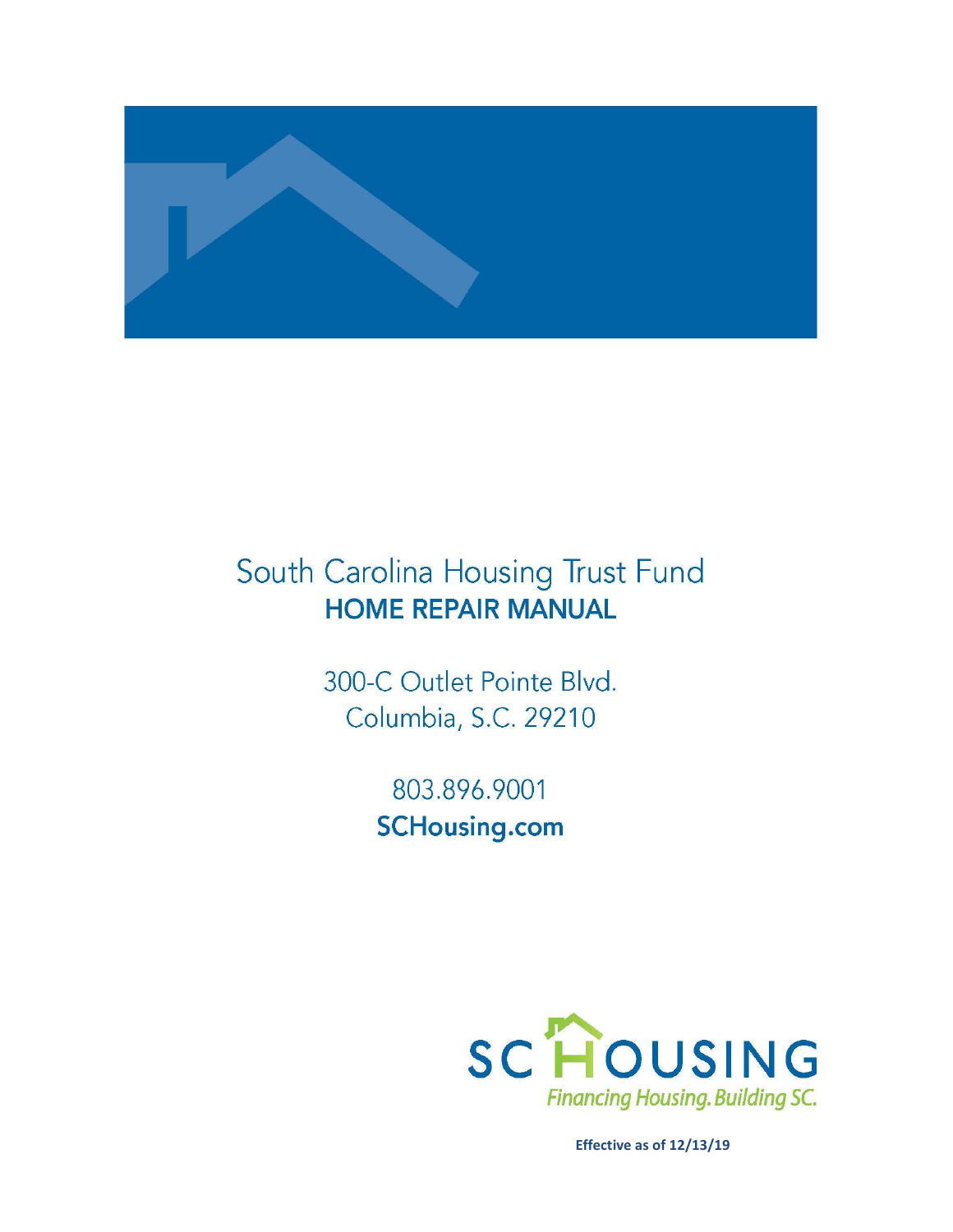# South Carolina Housing Trust Fund
## HOME REPAIR MANUAL

300-C Outlet Pointe Blvd.
Columbia, S.C. 29210

803.896.9001
**SCHousing.com**

SC HOUSING
*Financing Housing. Building SC.*

**Effective as of 12/13/19**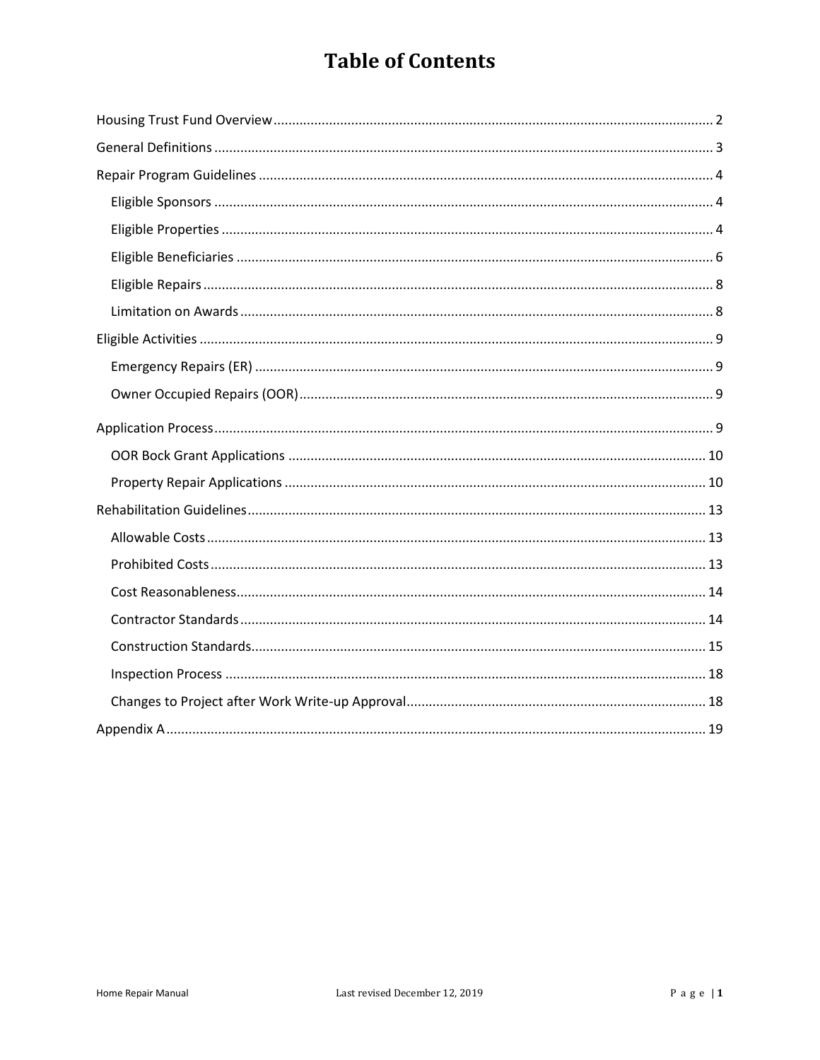# Table of Contents

- Housing Trust Fund Overview ..... 2
- General Definitions ..... 3
- Repair Program Guidelines ..... 4
  - Eligible Sponsors ..... 4
  - Eligible Properties ..... 4
  - Eligible Beneficiaries ..... 6
  - Eligible Repairs ..... 8
  - Limitation on Awards ..... 8
- Eligible Activities ..... 9
  - Emergency Repairs (ER) ..... 9
  - Owner Occupied Repairs (OOR) ..... 9
- Application Process ..... 9
  - OOR Bock Grant Applications ..... 10
  - Property Repair Applications ..... 10
- Rehabilitation Guidelines ..... 13
  - Allowable Costs ..... 13
  - Prohibited Costs ..... 13
  - Cost Reasonableness ..... 14
  - Contractor Standards ..... 14
  - Construction Standards ..... 15
  - Inspection Process ..... 18
  - Changes to Project after Work Write-up Approval ..... 18
- Appendix A ..... 19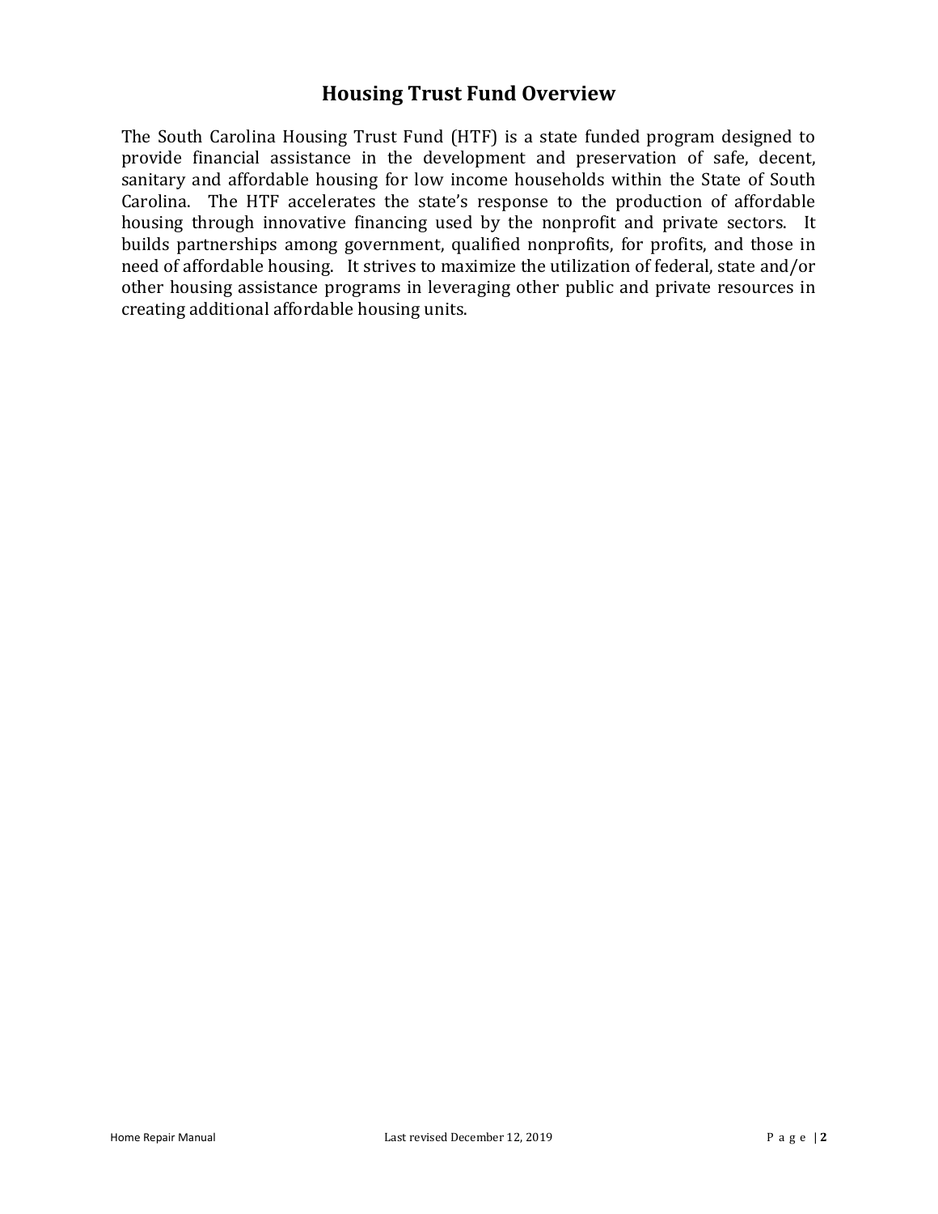## Housing Trust Fund Overview

The South Carolina Housing Trust Fund (HTF) is a state funded program designed to provide financial assistance in the development and preservation of safe, decent, sanitary and affordable housing for low income households within the State of South Carolina. The HTF accelerates the state's response to the production of affordable housing through innovative financing used by the nonprofit and private sectors. It builds partnerships among government, qualified nonprofits, for profits, and those in need of affordable housing. It strives to maximize the utilization of federal, state and/or other housing assistance programs in leveraging other public and private resources in creating additional affordable housing units.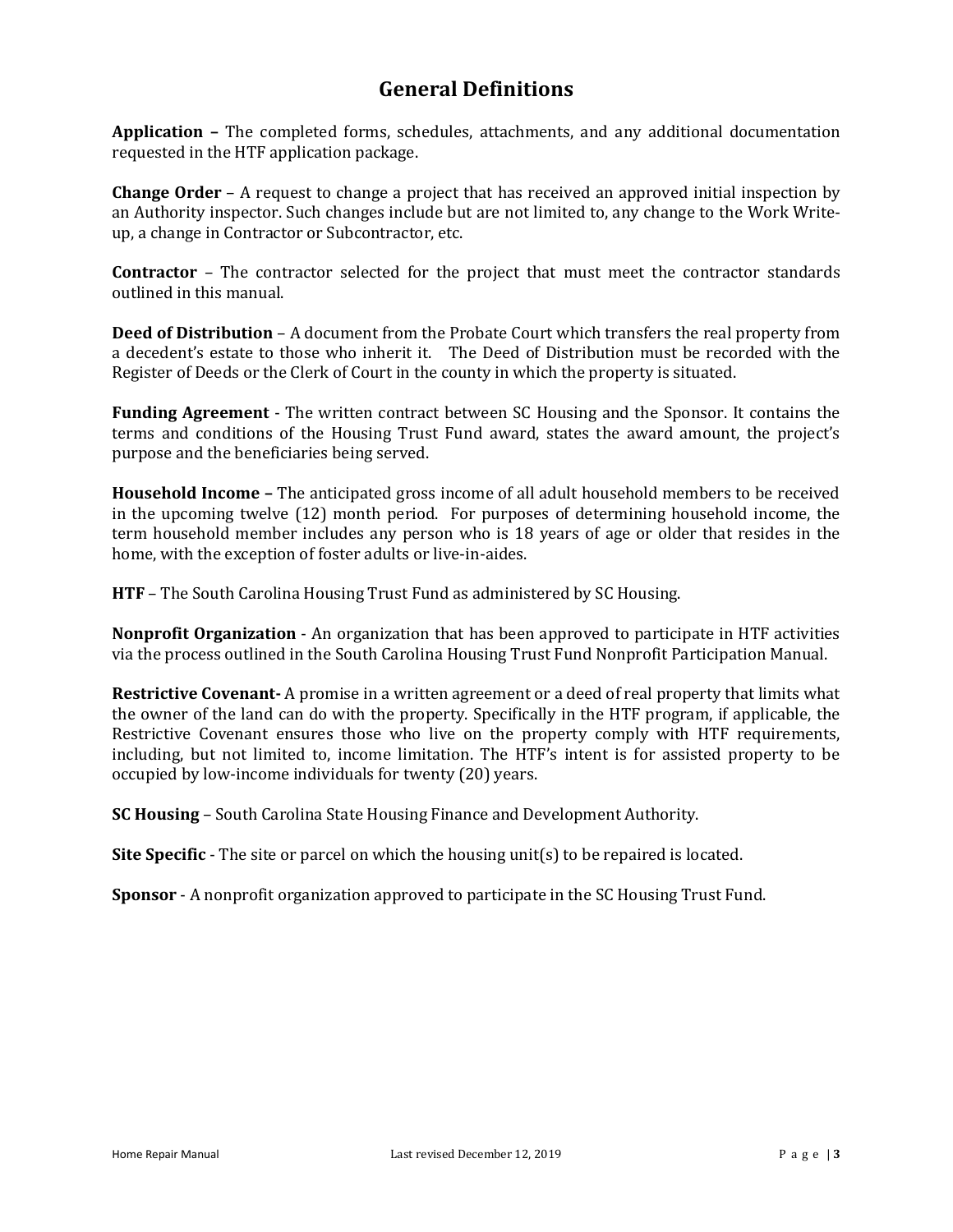# General Definitions

**Application –** The completed forms, schedules, attachments, and any additional documentation requested in the HTF application package.

**Change Order** – A request to change a project that has received an approved initial inspection by an Authority inspector. Such changes include but are not limited to, any change to the Work Write-up, a change in Contractor or Subcontractor, etc.

**Contractor** – The contractor selected for the project that must meet the contractor standards outlined in this manual.

**Deed of Distribution** – A document from the Probate Court which transfers the real property from a decedent's estate to those who inherit it. The Deed of Distribution must be recorded with the Register of Deeds or the Clerk of Court in the county in which the property is situated.

**Funding Agreement** - The written contract between SC Housing and the Sponsor. It contains the terms and conditions of the Housing Trust Fund award, states the award amount, the project's purpose and the beneficiaries being served.

**Household Income –** The anticipated gross income of all adult household members to be received in the upcoming twelve (12) month period. For purposes of determining household income, the term household member includes any person who is 18 years of age or older that resides in the home, with the exception of foster adults or live-in-aides.

**HTF** – The South Carolina Housing Trust Fund as administered by SC Housing.

**Nonprofit Organization** - An organization that has been approved to participate in HTF activities via the process outlined in the South Carolina Housing Trust Fund Nonprofit Participation Manual.

**Restrictive Covenant-** A promise in a written agreement or a deed of real property that limits what the owner of the land can do with the property. Specifically in the HTF program, if applicable, the Restrictive Covenant ensures those who live on the property comply with HTF requirements, including, but not limited to, income limitation. The HTF's intent is for assisted property to be occupied by low-income individuals for twenty (20) years.

**SC Housing** – South Carolina State Housing Finance and Development Authority.

**Site Specific** - The site or parcel on which the housing unit(s) to be repaired is located.

**Sponsor** - A nonprofit organization approved to participate in the SC Housing Trust Fund.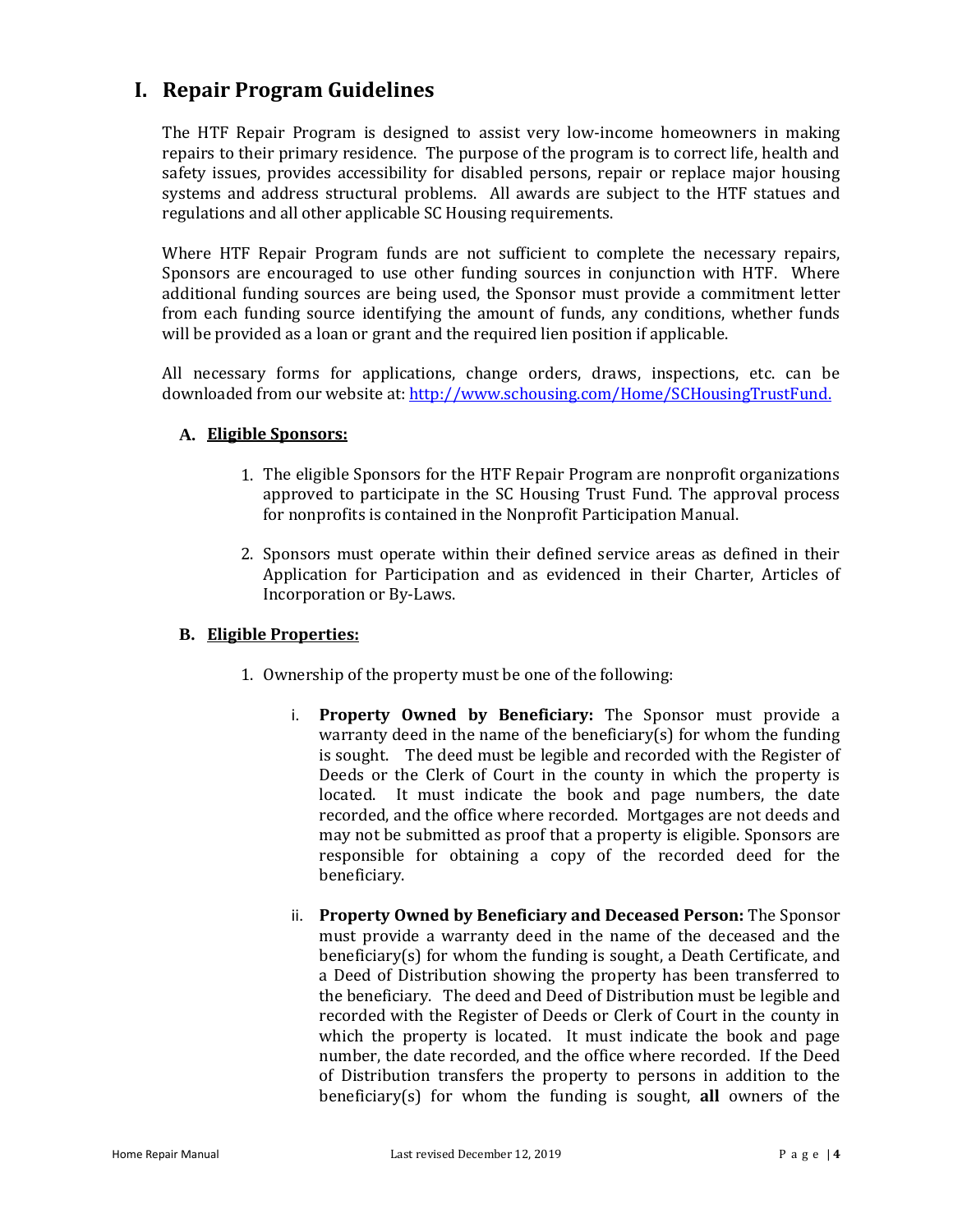# I. Repair Program Guidelines

The HTF Repair Program is designed to assist very low-income homeowners in making repairs to their primary residence. The purpose of the program is to correct life, health and safety issues, provides accessibility for disabled persons, repair or replace major housing systems and address structural problems. All awards are subject to the HTF statues and regulations and all other applicable SC Housing requirements.

Where HTF Repair Program funds are not sufficient to complete the necessary repairs, Sponsors are encouraged to use other funding sources in conjunction with HTF. Where additional funding sources are being used, the Sponsor must provide a commitment letter from each funding source identifying the amount of funds, any conditions, whether funds will be provided as a loan or grant and the required lien position if applicable.

All necessary forms for applications, change orders, draws, inspections, etc. can be downloaded from our website at: [http://www.schousing.com/Home/SCHousingTrustFund.](http://www.schousing.com/Home/SCHousingTrustFund)

## A. Eligible Sponsors:

1. The eligible Sponsors for the HTF Repair Program are nonprofit organizations approved to participate in the SC Housing Trust Fund. The approval process for nonprofits is contained in the Nonprofit Participation Manual.

2. Sponsors must operate within their defined service areas as defined in their Application for Participation and as evidenced in their Charter, Articles of Incorporation or By-Laws.

## B. Eligible Properties:

1. Ownership of the property must be one of the following:

   i. **Property Owned by Beneficiary:** The Sponsor must provide a warranty deed in the name of the beneficiary(s) for whom the funding is sought. The deed must be legible and recorded with the Register of Deeds or the Clerk of Court in the county in which the property is located. It must indicate the book and page numbers, the date recorded, and the office where recorded. Mortgages are not deeds and may not be submitted as proof that a property is eligible. Sponsors are responsible for obtaining a copy of the recorded deed for the beneficiary.

   ii. **Property Owned by Beneficiary and Deceased Person:** The Sponsor must provide a warranty deed in the name of the deceased and the beneficiary(s) for whom the funding is sought, a Death Certificate, and a Deed of Distribution showing the property has been transferred to the beneficiary. The deed and Deed of Distribution must be legible and recorded with the Register of Deeds or Clerk of Court in the county in which the property is located. It must indicate the book and page number, the date recorded, and the office where recorded. If the Deed of Distribution transfers the property to persons in addition to the beneficiary(s) for whom the funding is sought, **all** owners of the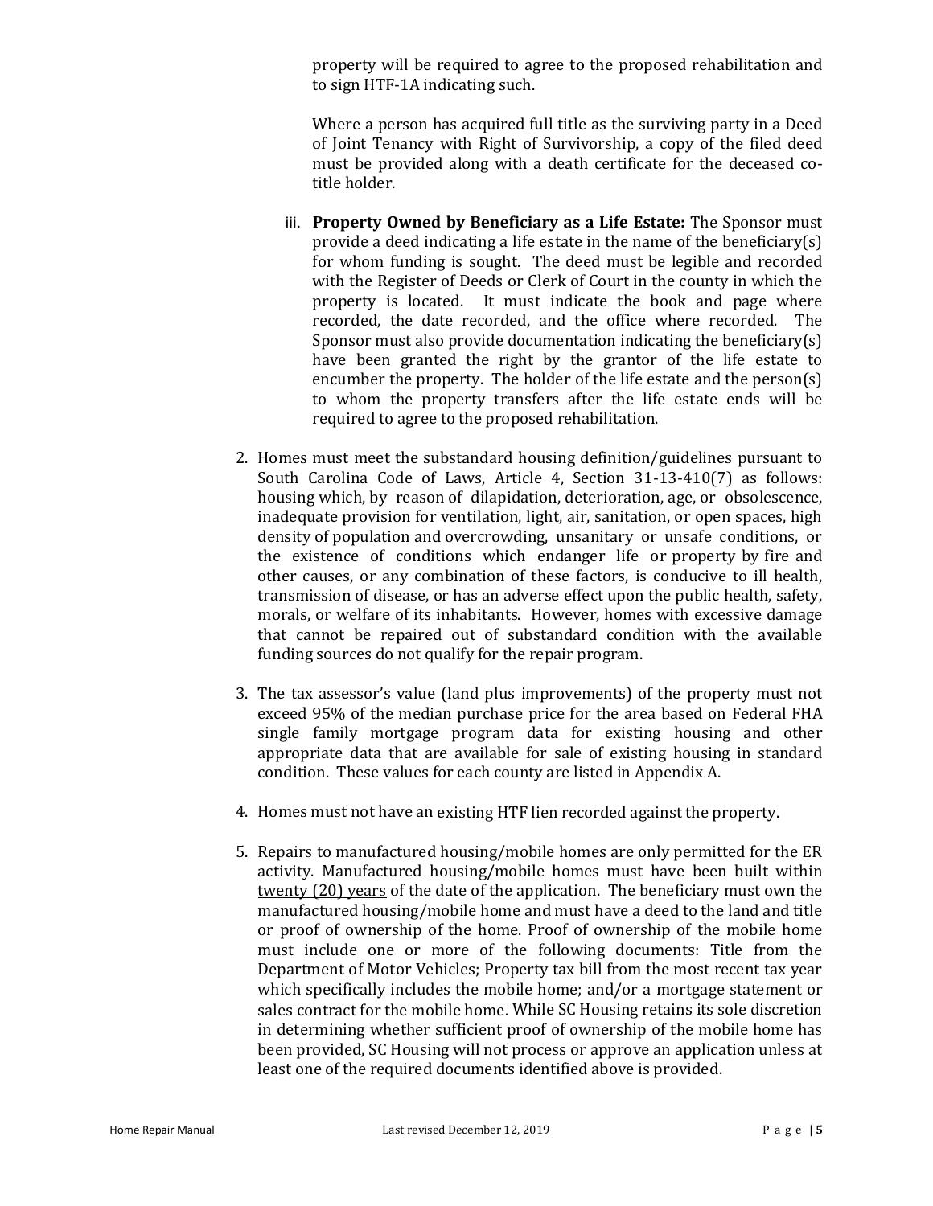property will be required to agree to the proposed rehabilitation and to sign HTF-1A indicating such.

Where a person has acquired full title as the surviving party in a Deed of Joint Tenancy with Right of Survivorship, a copy of the filed deed must be provided along with a death certificate for the deceased co-title holder.

iii. **Property Owned by Beneficiary as a Life Estate:** The Sponsor must provide a deed indicating a life estate in the name of the beneficiary(s) for whom funding is sought. The deed must be legible and recorded with the Register of Deeds or Clerk of Court in the county in which the property is located. It must indicate the book and page where recorded, the date recorded, and the office where recorded. The Sponsor must also provide documentation indicating the beneficiary(s) have been granted the right by the grantor of the life estate to encumber the property. The holder of the life estate and the person(s) to whom the property transfers after the life estate ends will be required to agree to the proposed rehabilitation.

2. Homes must meet the substandard housing definition/guidelines pursuant to South Carolina Code of Laws, Article 4, Section 31-13-410(7) as follows: housing which, by reason of dilapidation, deterioration, age, or obsolescence, inadequate provision for ventilation, light, air, sanitation, or open spaces, high density of population and overcrowding, unsanitary or unsafe conditions, or the existence of conditions which endanger life or property by fire and other causes, or any combination of these factors, is conducive to ill health, transmission of disease, or has an adverse effect upon the public health, safety, morals, or welfare of its inhabitants. However, homes with excessive damage that cannot be repaired out of substandard condition with the available funding sources do not qualify for the repair program.

3. The tax assessor's value (land plus improvements) of the property must not exceed 95% of the median purchase price for the area based on Federal FHA single family mortgage program data for existing housing and other appropriate data that are available for sale of existing housing in standard condition. These values for each county are listed in Appendix A.

4. Homes must not have an existing HTF lien recorded against the property.

5. Repairs to manufactured housing/mobile homes are only permitted for the ER activity. Manufactured housing/mobile homes must have been built within twenty (20) years of the date of the application. The beneficiary must own the manufactured housing/mobile home and must have a deed to the land and title or proof of ownership of the home. Proof of ownership of the mobile home must include one or more of the following documents: Title from the Department of Motor Vehicles; Property tax bill from the most recent tax year which specifically includes the mobile home; and/or a mortgage statement or sales contract for the mobile home. While SC Housing retains its sole discretion in determining whether sufficient proof of ownership of the mobile home has been provided, SC Housing will not process or approve an application unless at least one of the required documents identified above is provided.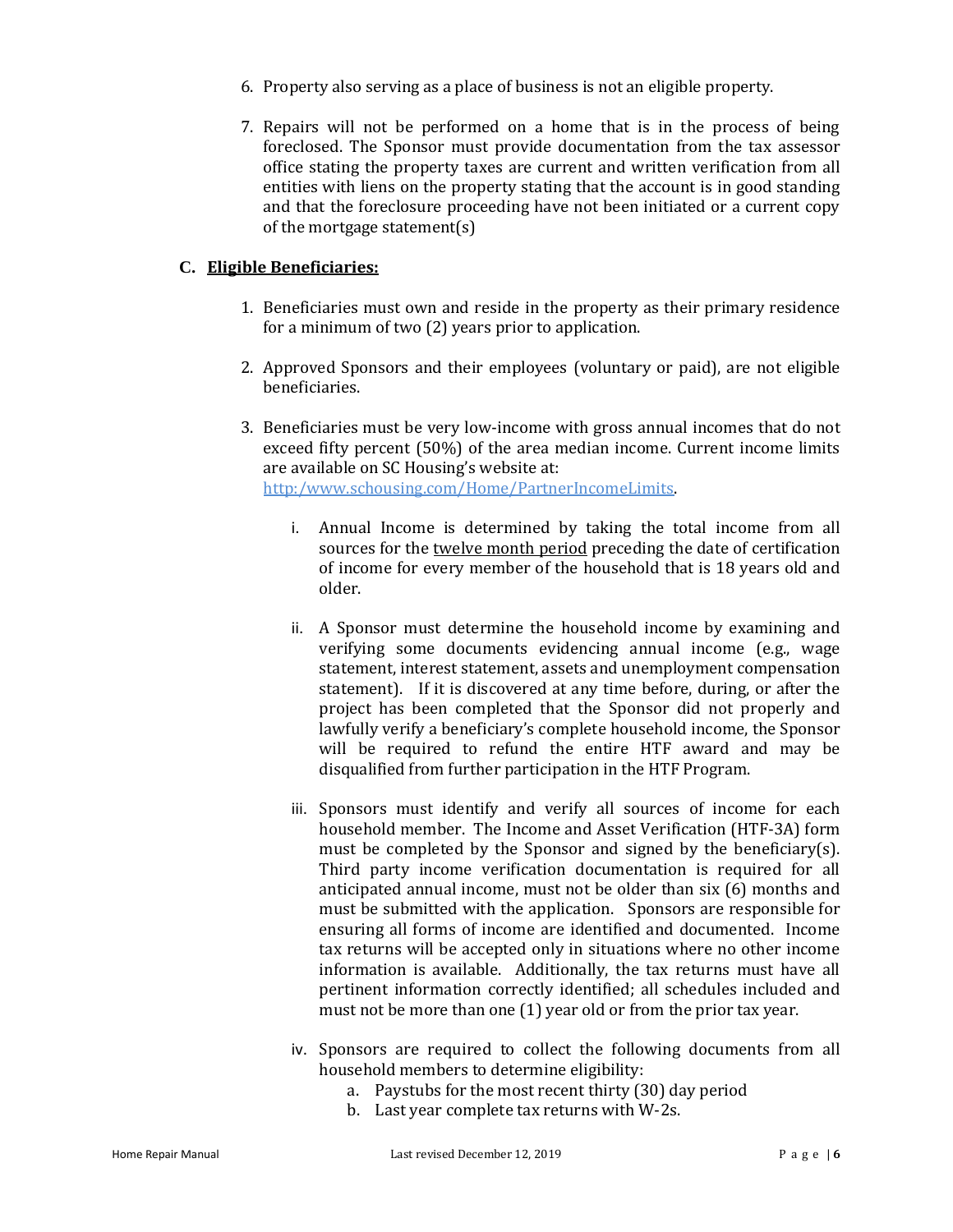6. Property also serving as a place of business is not an eligible property.

7. Repairs will not be performed on a home that is in the process of being foreclosed. The Sponsor must provide documentation from the tax assessor office stating the property taxes are current and written verification from all entities with liens on the property stating that the account is in good standing and that the foreclosure proceeding have not been initiated or a current copy of the mortgage statement(s)

### C. **<u>Eligible Beneficiaries:</u>**

1. Beneficiaries must own and reside in the property as their primary residence for a minimum of two (2) years prior to application.

2. Approved Sponsors and their employees (voluntary or paid), are not eligible beneficiaries.

3. Beneficiaries must be very low-income with gross annual incomes that do not exceed fifty percent (50%) of the area median income. Current income limits are available on SC Housing's website at: [http:/www.schousing.com/Home/PartnerIncomeLimits](http:/www.schousing.com/Home/PartnerIncomeLimits).

   i. Annual Income is determined by taking the total income from all sources for the <u>twelve month period</u> preceding the date of certification of income for every member of the household that is 18 years old and older.

   ii. A Sponsor must determine the household income by examining and verifying some documents evidencing annual income (e.g., wage statement, interest statement, assets and unemployment compensation statement). If it is discovered at any time before, during, or after the project has been completed that the Sponsor did not properly and lawfully verify a beneficiary's complete household income, the Sponsor will be required to refund the entire HTF award and may be disqualified from further participation in the HTF Program.

   iii. Sponsors must identify and verify all sources of income for each household member. The Income and Asset Verification (HTF-3A) form must be completed by the Sponsor and signed by the beneficiary(s). Third party income verification documentation is required for all anticipated annual income, must not be older than six (6) months and must be submitted with the application. Sponsors are responsible for ensuring all forms of income are identified and documented. Income tax returns will be accepted only in situations where no other income information is available. Additionally, the tax returns must have all pertinent information correctly identified; all schedules included and must not be more than one (1) year old or from the prior tax year.

   iv. Sponsors are required to collect the following documents from all household members to determine eligibility:
      a. Paystubs for the most recent thirty (30) day period
      b. Last year complete tax returns with W-2s.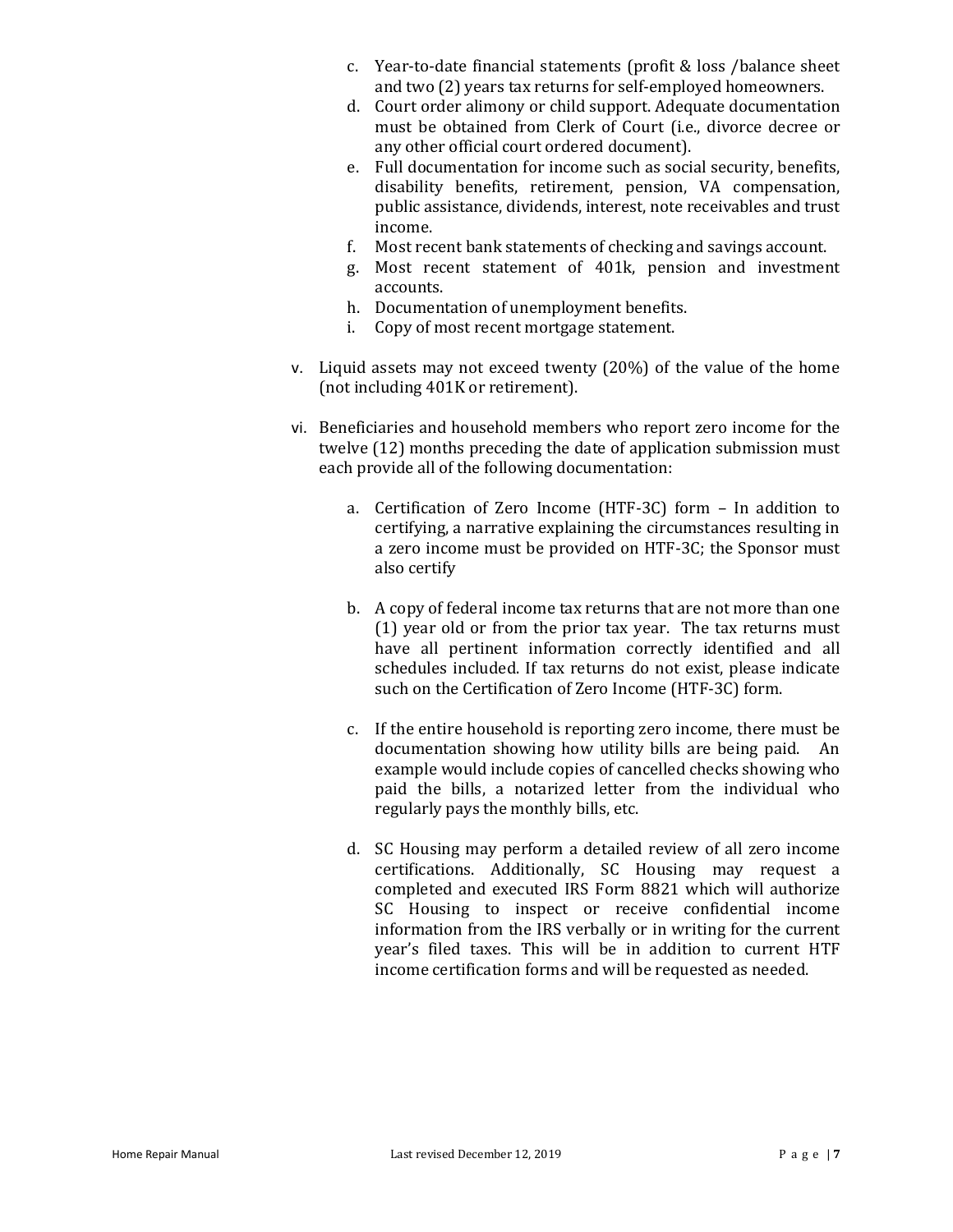c. Year-to-date financial statements (profit & loss /balance sheet and two (2) years tax returns for self-employed homeowners.
d. Court order alimony or child support. Adequate documentation must be obtained from Clerk of Court (i.e., divorce decree or any other official court ordered document).
e. Full documentation for income such as social security, benefits, disability benefits, retirement, pension, VA compensation, public assistance, dividends, interest, note receivables and trust income.
f. Most recent bank statements of checking and savings account.
g. Most recent statement of 401k, pension and investment accounts.
h. Documentation of unemployment benefits.
i. Copy of most recent mortgage statement.

v. Liquid assets may not exceed twenty (20%) of the value of the home (not including 401K or retirement).

vi. Beneficiaries and household members who report zero income for the twelve (12) months preceding the date of application submission must each provide all of the following documentation:

a. Certification of Zero Income (HTF-3C) form – In addition to certifying, a narrative explaining the circumstances resulting in a zero income must be provided on HTF-3C; the Sponsor must also certify

b. A copy of federal income tax returns that are not more than one (1) year old or from the prior tax year. The tax returns must have all pertinent information correctly identified and all schedules included. If tax returns do not exist, please indicate such on the Certification of Zero Income (HTF-3C) form.

c. If the entire household is reporting zero income, there must be documentation showing how utility bills are being paid. An example would include copies of cancelled checks showing who paid the bills, a notarized letter from the individual who regularly pays the monthly bills, etc.

d. SC Housing may perform a detailed review of all zero income certifications. Additionally, SC Housing may request a completed and executed IRS Form 8821 which will authorize SC Housing to inspect or receive confidential income information from the IRS verbally or in writing for the current year's filed taxes. This will be in addition to current HTF income certification forms and will be requested as needed.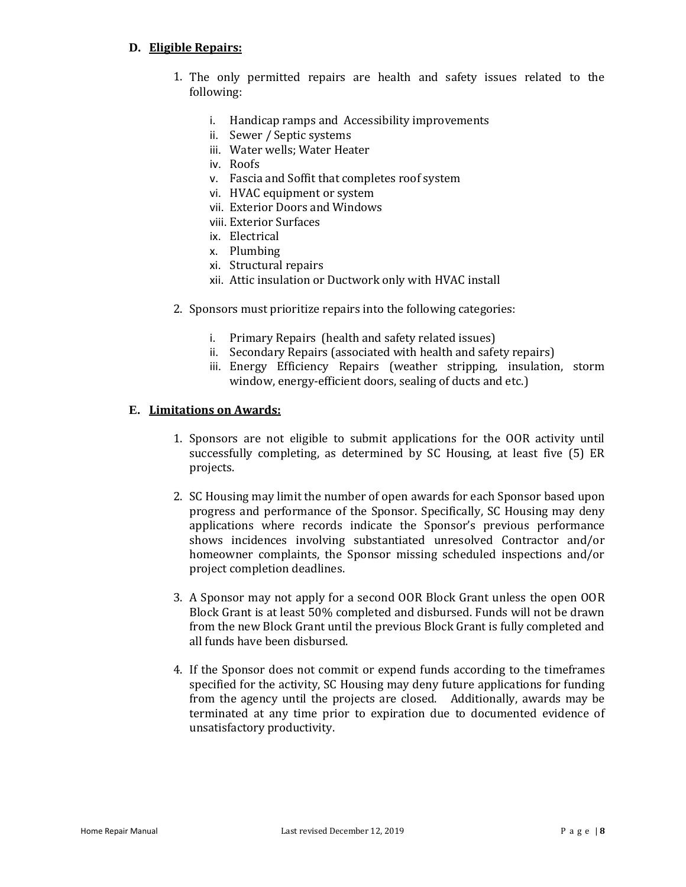### D. <u>Eligible Repairs:</u>

1. The only permitted repairs are health and safety issues related to the following:

    i. Handicap ramps and Accessibility improvements
    ii. Sewer / Septic systems
    iii. Water wells; Water Heater
    iv. Roofs
    v. Fascia and Soffit that completes roof system
    vi. HVAC equipment or system
    vii. Exterior Doors and Windows
    viii. Exterior Surfaces
    ix. Electrical
    x. Plumbing
    xi. Structural repairs
    xii. Attic insulation or Ductwork only with HVAC install

2. Sponsors must prioritize repairs into the following categories:

    i. Primary Repairs (health and safety related issues)
    ii. Secondary Repairs (associated with health and safety repairs)
    iii. Energy Efficiency Repairs (weather stripping, insulation, storm window, energy-efficient doors, sealing of ducts and etc.)

### E. <u>Limitations on Awards:</u>

1. Sponsors are not eligible to submit applications for the OOR activity until successfully completing, as determined by SC Housing, at least five (5) ER projects.

2. SC Housing may limit the number of open awards for each Sponsor based upon progress and performance of the Sponsor. Specifically, SC Housing may deny applications where records indicate the Sponsor's previous performance shows incidences involving substantiated unresolved Contractor and/or homeowner complaints, the Sponsor missing scheduled inspections and/or project completion deadlines.

3. A Sponsor may not apply for a second OOR Block Grant unless the open OOR Block Grant is at least 50% completed and disbursed. Funds will not be drawn from the new Block Grant until the previous Block Grant is fully completed and all funds have been disbursed.

4. If the Sponsor does not commit or expend funds according to the timeframes specified for the activity, SC Housing may deny future applications for funding from the agency until the projects are closed. Additionally, awards may be terminated at any time prior to expiration due to documented evidence of unsatisfactory productivity.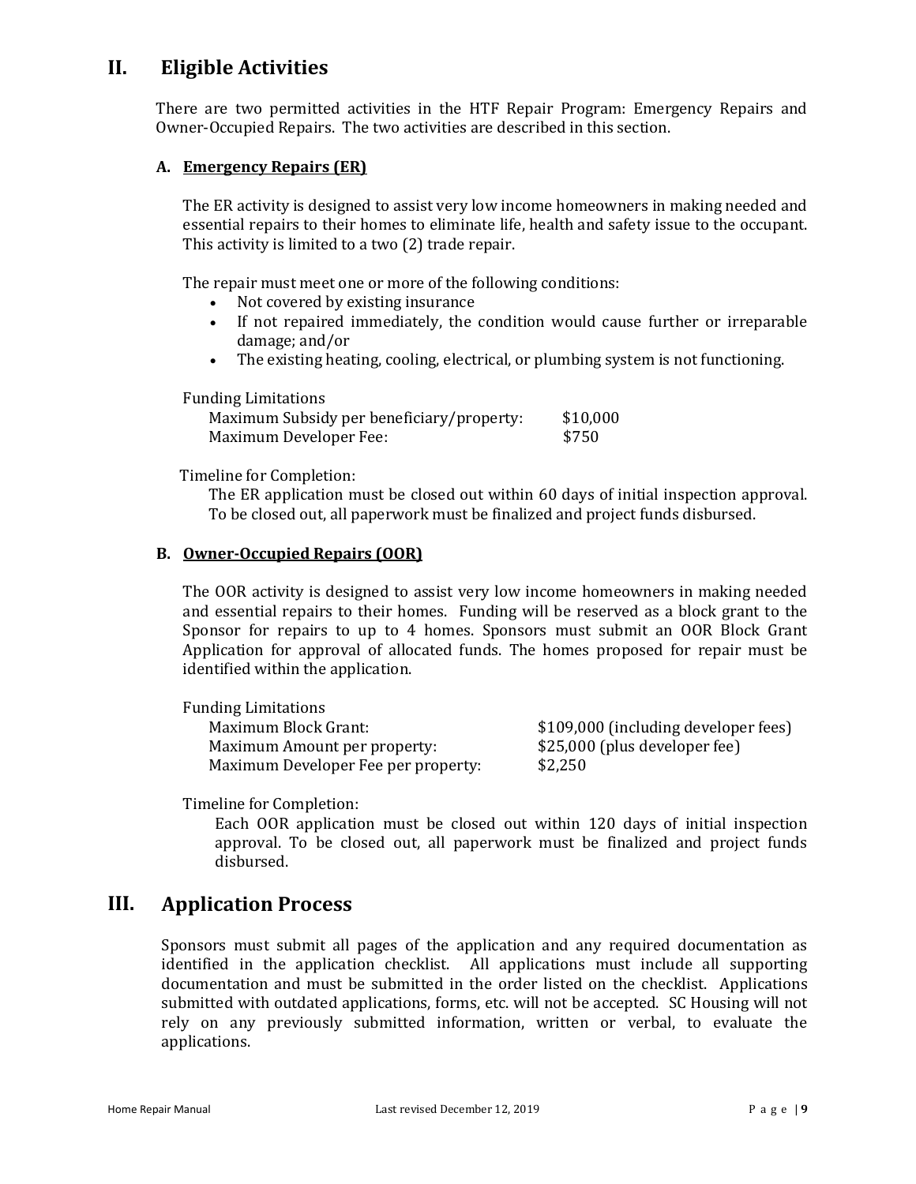## II. Eligible Activities

There are two permitted activities in the HTF Repair Program: Emergency Repairs and Owner-Occupied Repairs. The two activities are described in this section.

### A. Emergency Repairs (ER)

The ER activity is designed to assist very low income homeowners in making needed and essential repairs to their homes to eliminate life, health and safety issue to the occupant. This activity is limited to a two (2) trade repair.

The repair must meet one or more of the following conditions:

- Not covered by existing insurance
- If not repaired immediately, the condition would cause further or irreparable damage; and/or
- The existing heating, cooling, electrical, or plumbing system is not functioning.

Funding Limitations

| | |
|---|---|
| Maximum Subsidy per beneficiary/property: | $10,000 |
| Maximum Developer Fee: | $750 |

Timeline for Completion:

The ER application must be closed out within 60 days of initial inspection approval. To be closed out, all paperwork must be finalized and project funds disbursed.

### B. Owner-Occupied Repairs (OOR)

The OOR activity is designed to assist very low income homeowners in making needed and essential repairs to their homes. Funding will be reserved as a block grant to the Sponsor for repairs to up to 4 homes. Sponsors must submit an OOR Block Grant Application for approval of allocated funds. The homes proposed for repair must be identified within the application.

Funding Limitations

| | |
|---|---|
| Maximum Block Grant: | $109,000 (including developer fees) |
| Maximum Amount per property: | $25,000 (plus developer fee) |
| Maximum Developer Fee per property: | $2,250 |

Timeline for Completion:

Each OOR application must be closed out within 120 days of initial inspection approval. To be closed out, all paperwork must be finalized and project funds disbursed.

## III. Application Process

Sponsors must submit all pages of the application and any required documentation as identified in the application checklist. All applications must include all supporting documentation and must be submitted in the order listed on the checklist. Applications submitted with outdated applications, forms, etc. will not be accepted. SC Housing will not rely on any previously submitted information, written or verbal, to evaluate the applications.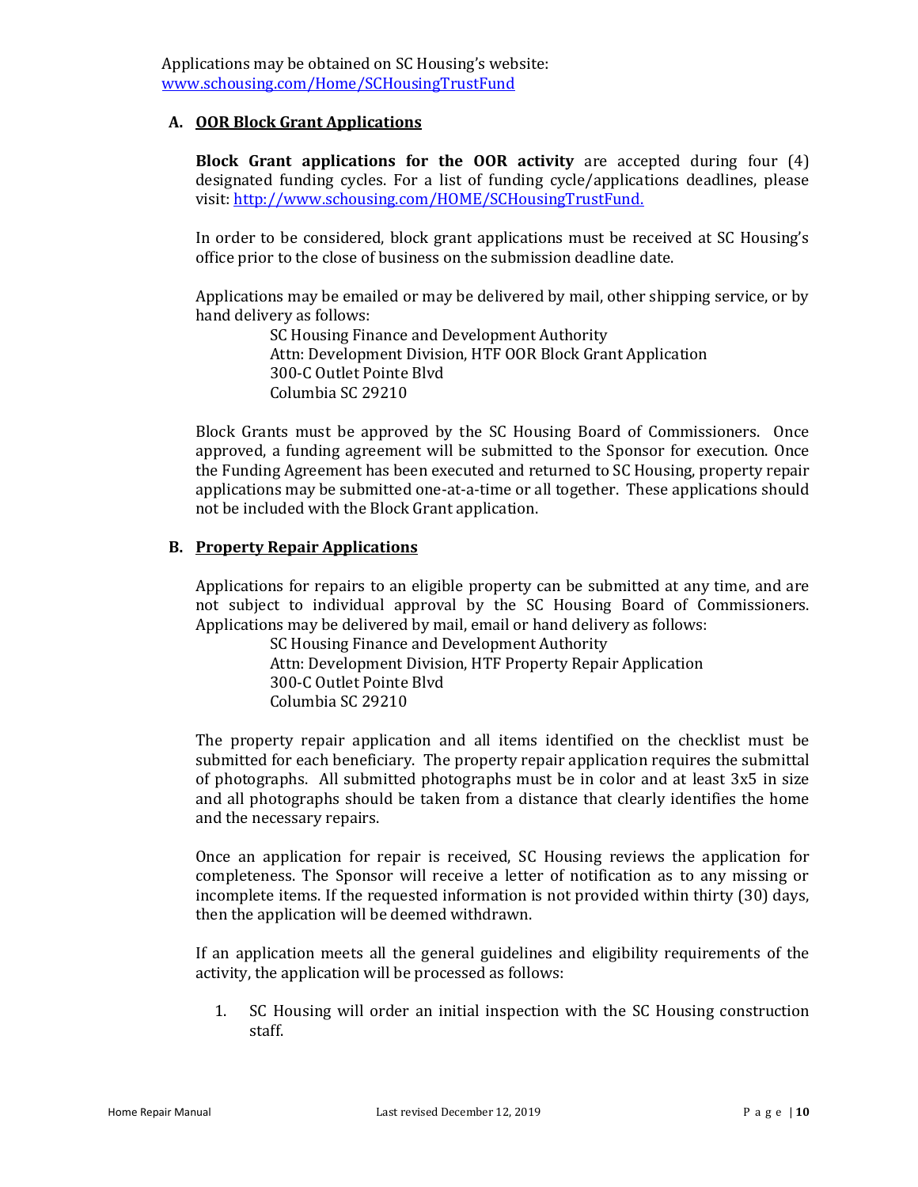Applications may be obtained on SC Housing's website:
[www.schousing.com/Home/SCHousingTrustFund](www.schousing.com/Home/SCHousingTrustFund)

### A. OOR Block Grant Applications

**Block Grant applications for the OOR activity** are accepted during four (4) designated funding cycles. For a list of funding cycle/applications deadlines, please visit: [http://www.schousing.com/HOME/SCHousingTrustFund.](http://www.schousing.com/HOME/SCHousingTrustFund)

In order to be considered, block grant applications must be received at SC Housing's office prior to the close of business on the submission deadline date.

Applications may be emailed or may be delivered by mail, other shipping service, or by hand delivery as follows:

SC Housing Finance and Development Authority
Attn: Development Division, HTF OOR Block Grant Application
300-C Outlet Pointe Blvd
Columbia SC 29210

Block Grants must be approved by the SC Housing Board of Commissioners. Once approved, a funding agreement will be submitted to the Sponsor for execution. Once the Funding Agreement has been executed and returned to SC Housing, property repair applications may be submitted one-at-a-time or all together. These applications should not be included with the Block Grant application.

### B. Property Repair Applications

Applications for repairs to an eligible property can be submitted at any time, and are not subject to individual approval by the SC Housing Board of Commissioners. Applications may be delivered by mail, email or hand delivery as follows:

SC Housing Finance and Development Authority
Attn: Development Division, HTF Property Repair Application
300-C Outlet Pointe Blvd
Columbia SC 29210

The property repair application and all items identified on the checklist must be submitted for each beneficiary. The property repair application requires the submittal of photographs. All submitted photographs must be in color and at least 3x5 in size and all photographs should be taken from a distance that clearly identifies the home and the necessary repairs.

Once an application for repair is received, SC Housing reviews the application for completeness. The Sponsor will receive a letter of notification as to any missing or incomplete items. If the requested information is not provided within thirty (30) days, then the application will be deemed withdrawn.

If an application meets all the general guidelines and eligibility requirements of the activity, the application will be processed as follows:

1. SC Housing will order an initial inspection with the SC Housing construction staff.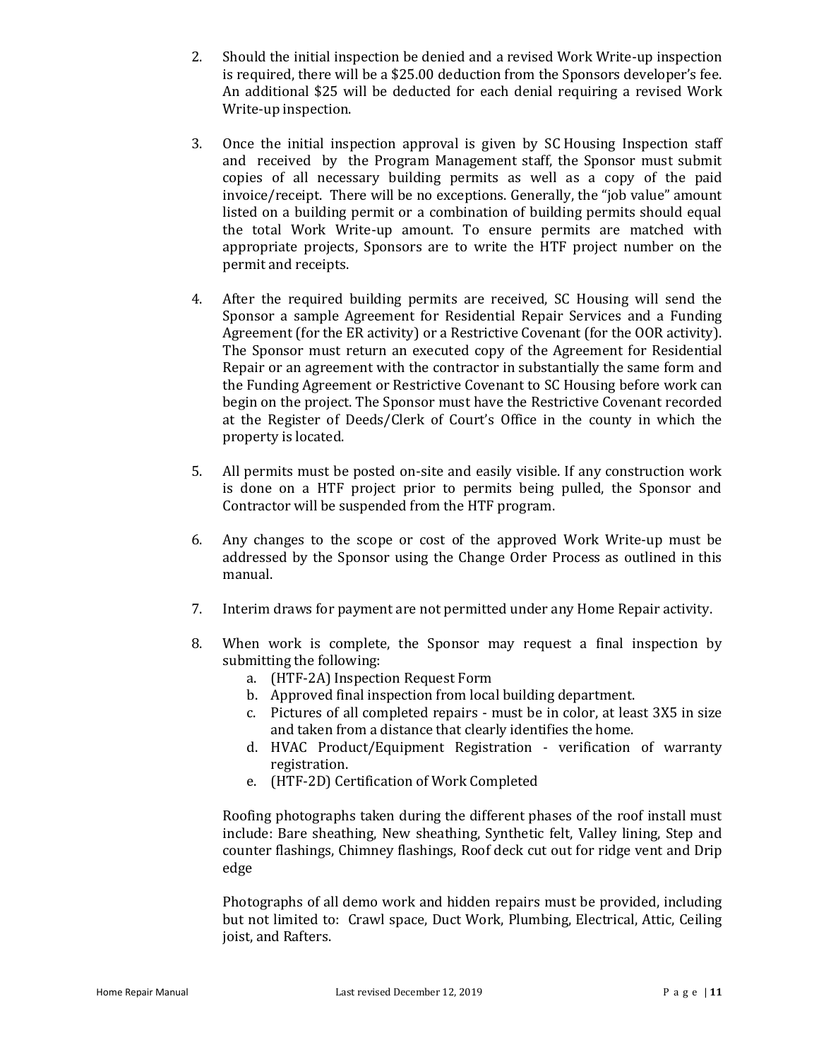2. Should the initial inspection be denied and a revised Work Write-up inspection is required, there will be a $25.00 deduction from the Sponsors developer's fee. An additional $25 will be deducted for each denial requiring a revised Work Write-up inspection.

3. Once the initial inspection approval is given by SC Housing Inspection staff and received by the Program Management staff, the Sponsor must submit copies of all necessary building permits as well as a copy of the paid invoice/receipt. There will be no exceptions. Generally, the "job value" amount listed on a building permit or a combination of building permits should equal the total Work Write-up amount. To ensure permits are matched with appropriate projects, Sponsors are to write the HTF project number on the permit and receipts.

4. After the required building permits are received, SC Housing will send the Sponsor a sample Agreement for Residential Repair Services and a Funding Agreement (for the ER activity) or a Restrictive Covenant (for the OOR activity). The Sponsor must return an executed copy of the Agreement for Residential Repair or an agreement with the contractor in substantially the same form and the Funding Agreement or Restrictive Covenant to SC Housing before work can begin on the project. The Sponsor must have the Restrictive Covenant recorded at the Register of Deeds/Clerk of Court's Office in the county in which the property is located.

5. All permits must be posted on-site and easily visible. If any construction work is done on a HTF project prior to permits being pulled, the Sponsor and Contractor will be suspended from the HTF program.

6. Any changes to the scope or cost of the approved Work Write-up must be addressed by the Sponsor using the Change Order Process as outlined in this manual.

7. Interim draws for payment are not permitted under any Home Repair activity.

8. When work is complete, the Sponsor may request a final inspection by submitting the following:
   a. (HTF-2A) Inspection Request Form
   b. Approved final inspection from local building department.
   c. Pictures of all completed repairs - must be in color, at least 3X5 in size and taken from a distance that clearly identifies the home.
   d. HVAC Product/Equipment Registration - verification of warranty registration.
   e. (HTF-2D) Certification of Work Completed

   Roofing photographs taken during the different phases of the roof install must include: Bare sheathing, New sheathing, Synthetic felt, Valley lining, Step and counter flashings, Chimney flashings, Roof deck cut out for ridge vent and Drip edge

   Photographs of all demo work and hidden repairs must be provided, including but not limited to: Crawl space, Duct Work, Plumbing, Electrical, Attic, Ceiling joist, and Rafters.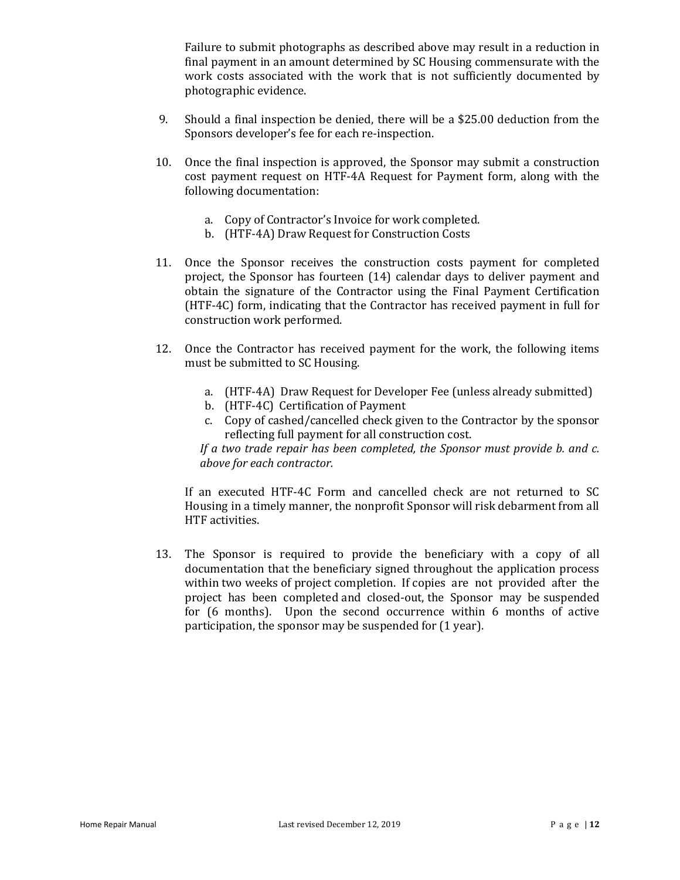Failure to submit photographs as described above may result in a reduction in final payment in an amount determined by SC Housing commensurate with the work costs associated with the work that is not sufficiently documented by photographic evidence.

9. Should a final inspection be denied, there will be a $25.00 deduction from the Sponsors developer's fee for each re-inspection.

10. Once the final inspection is approved, the Sponsor may submit a construction cost payment request on HTF-4A Request for Payment form, along with the following documentation:

    a. Copy of Contractor's Invoice for work completed.
    b. (HTF-4A) Draw Request for Construction Costs

11. Once the Sponsor receives the construction costs payment for completed project, the Sponsor has fourteen (14) calendar days to deliver payment and obtain the signature of the Contractor using the Final Payment Certification (HTF-4C) form, indicating that the Contractor has received payment in full for construction work performed.

12. Once the Contractor has received payment for the work, the following items must be submitted to SC Housing.

    a. (HTF-4A) Draw Request for Developer Fee (unless already submitted)
    b. (HTF-4C) Certification of Payment
    c. Copy of cashed/cancelled check given to the Contractor by the sponsor reflecting full payment for all construction cost.

    *If a two trade repair has been completed, the Sponsor must provide b. and c. above for each contractor.*

    If an executed HTF-4C Form and cancelled check are not returned to SC Housing in a timely manner, the nonprofit Sponsor will risk debarment from all HTF activities.

13. The Sponsor is required to provide the beneficiary with a copy of all documentation that the beneficiary signed throughout the application process within two weeks of project completion. If copies are not provided after the project has been completed and closed-out, the Sponsor may be suspended for (6 months). Upon the second occurrence within 6 months of active participation, the sponsor may be suspended for (1 year).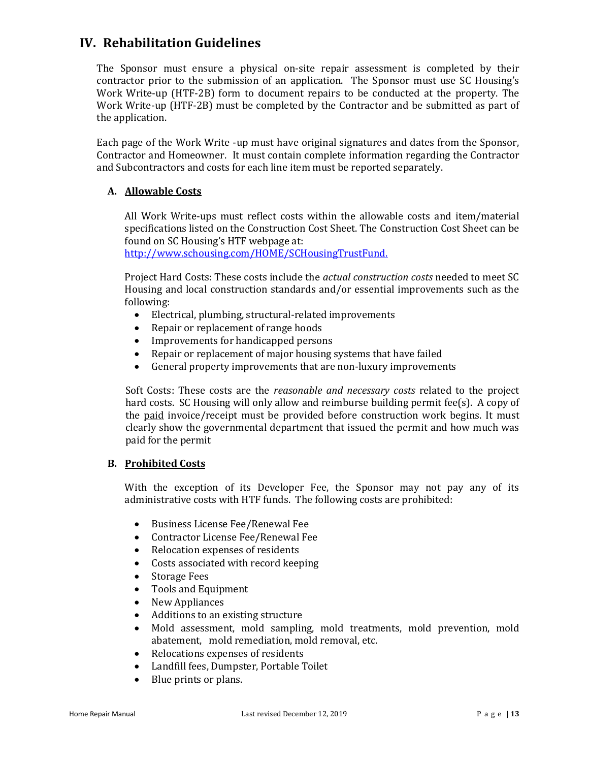## IV. Rehabilitation Guidelines

The Sponsor must ensure a physical on-site repair assessment is completed by their contractor prior to the submission of an application. The Sponsor must use SC Housing's Work Write-up (HTF-2B) form to document repairs to be conducted at the property. The Work Write-up (HTF-2B) must be completed by the Contractor and be submitted as part of the application.

Each page of the Work Write -up must have original signatures and dates from the Sponsor, Contractor and Homeowner. It must contain complete information regarding the Contractor and Subcontractors and costs for each line item must be reported separately.

### A. Allowable Costs

All Work Write-ups must reflect costs within the allowable costs and item/material specifications listed on the Construction Cost Sheet. The Construction Cost Sheet can be found on SC Housing's HTF webpage at:
http://www.schousing.com/HOME/SCHousingTrustFund.

Project Hard Costs: These costs include the *actual construction costs* needed to meet SC Housing and local construction standards and/or essential improvements such as the following:

- Electrical, plumbing, structural-related improvements
- Repair or replacement of range hoods
- Improvements for handicapped persons
- Repair or replacement of major housing systems that have failed
- General property improvements that are non-luxury improvements

Soft Costs: These costs are the *reasonable and necessary costs* related to the project hard costs. SC Housing will only allow and reimburse building permit fee(s). A copy of the paid invoice/receipt must be provided before construction work begins. It must clearly show the governmental department that issued the permit and how much was paid for the permit

### B. Prohibited Costs

With the exception of its Developer Fee, the Sponsor may not pay any of its administrative costs with HTF funds. The following costs are prohibited:

- Business License Fee/Renewal Fee
- Contractor License Fee/Renewal Fee
- Relocation expenses of residents
- Costs associated with record keeping
- Storage Fees
- Tools and Equipment
- New Appliances
- Additions to an existing structure
- Mold assessment, mold sampling, mold treatments, mold prevention, mold abatement, mold remediation, mold removal, etc.
- Relocations expenses of residents
- Landfill fees, Dumpster, Portable Toilet
- Blue prints or plans.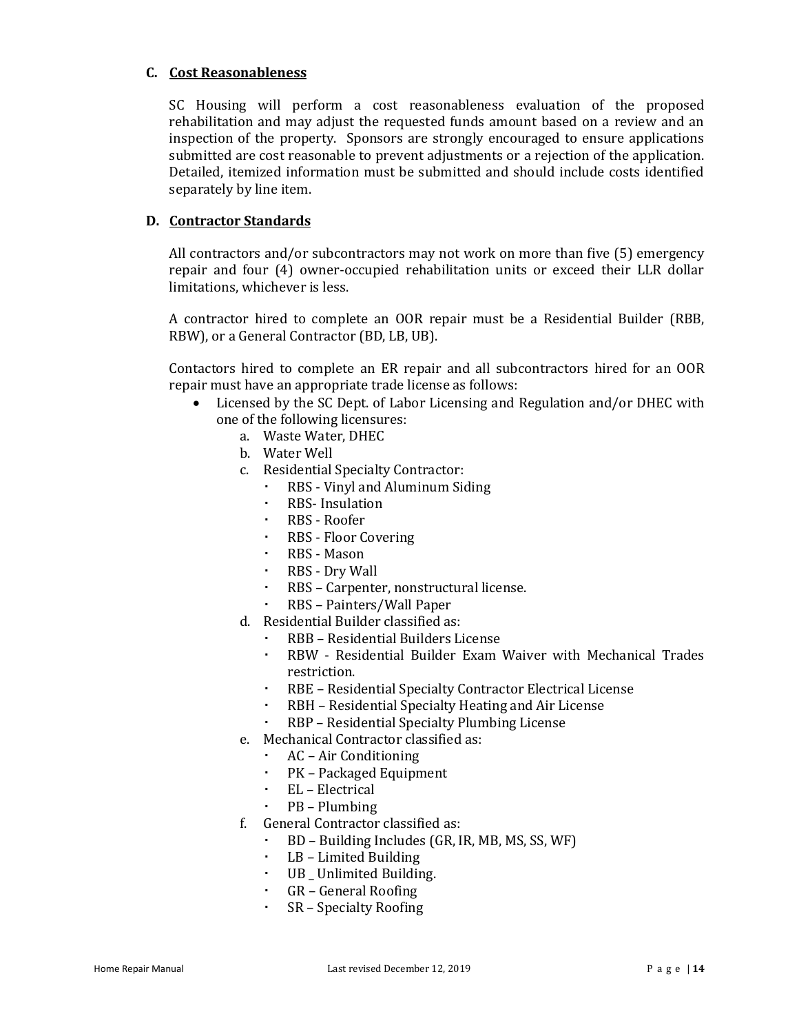### C. Cost Reasonableness

SC Housing will perform a cost reasonableness evaluation of the proposed rehabilitation and may adjust the requested funds amount based on a review and an inspection of the property. Sponsors are strongly encouraged to ensure applications submitted are cost reasonable to prevent adjustments or a rejection of the application. Detailed, itemized information must be submitted and should include costs identified separately by line item.

### D. Contractor Standards

All contractors and/or subcontractors may not work on more than five (5) emergency repair and four (4) owner-occupied rehabilitation units or exceed their LLR dollar limitations, whichever is less.

A contractor hired to complete an OOR repair must be a Residential Builder (RBB, RBW), or a General Contractor (BD, LB, UB).

Contactors hired to complete an ER repair and all subcontractors hired for an OOR repair must have an appropriate trade license as follows:

- Licensed by the SC Dept. of Labor Licensing and Regulation and/or DHEC with one of the following licensures:
    a. Waste Water, DHEC
    b. Water Well
    c. Residential Specialty Contractor:
        - RBS - Vinyl and Aluminum Siding
        - RBS- Insulation
        - RBS - Roofer
        - RBS - Floor Covering
        - RBS - Mason
        - RBS - Dry Wall
        - RBS – Carpenter, nonstructural license.
        - RBS – Painters/Wall Paper
    d. Residential Builder classified as:
        - RBB – Residential Builders License
        - RBW - Residential Builder Exam Waiver with Mechanical Trades restriction.
        - RBE – Residential Specialty Contractor Electrical License
        - RBH – Residential Specialty Heating and Air License
        - RBP – Residential Specialty Plumbing License
    e. Mechanical Contractor classified as:
        - AC – Air Conditioning
        - PK – Packaged Equipment
        - EL – Electrical
        - PB – Plumbing
    f. General Contractor classified as:
        - BD – Building Includes (GR, IR, MB, MS, SS, WF)
        - LB – Limited Building
        - UB _ Unlimited Building.
        - GR – General Roofing
        - SR – Specialty Roofing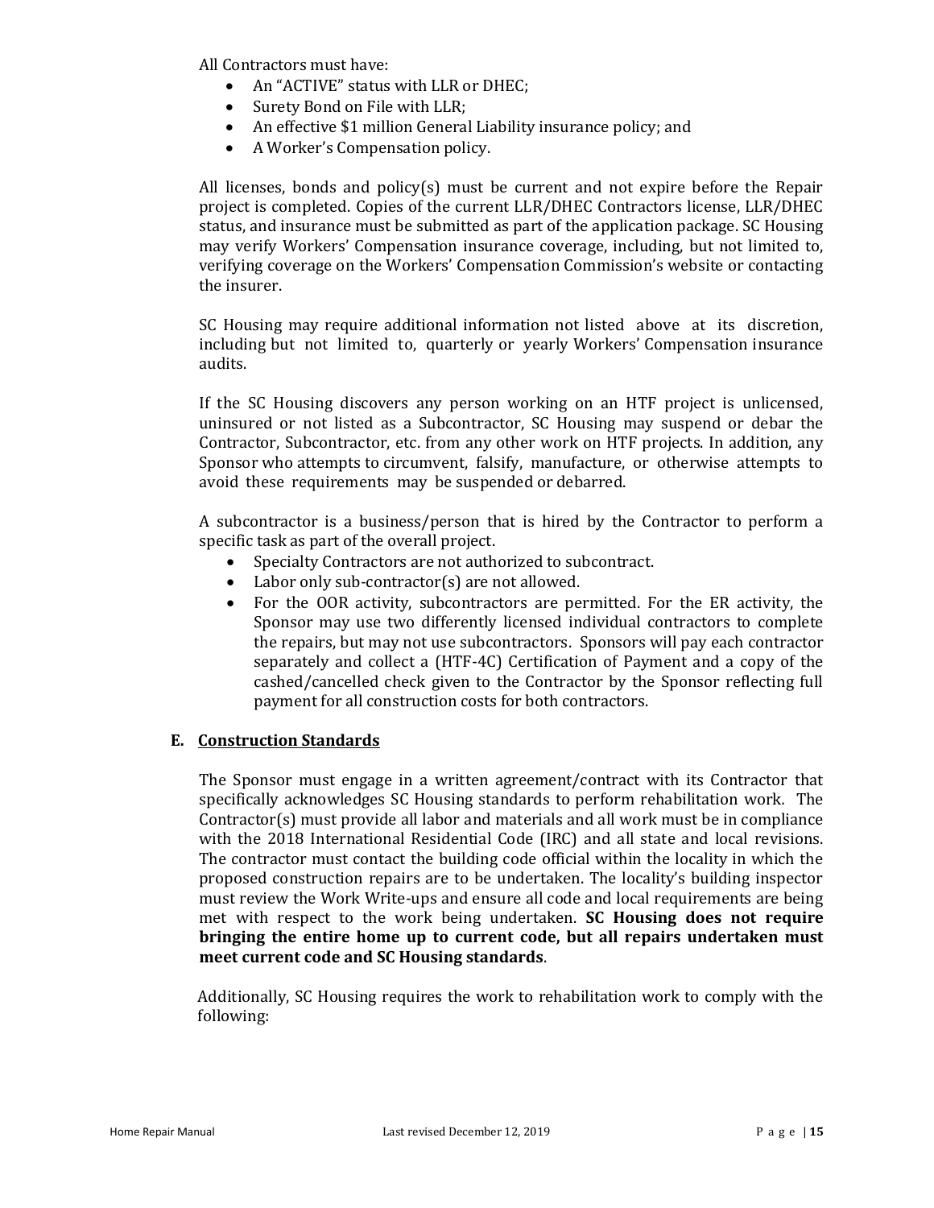All Contractors must have:

- An "ACTIVE" status with LLR or DHEC;
- Surety Bond on File with LLR;
- An effective $1 million General Liability insurance policy; and
- A Worker's Compensation policy.

All licenses, bonds and policy(s) must be current and not expire before the Repair project is completed. Copies of the current LLR/DHEC Contractors license, LLR/DHEC status, and insurance must be submitted as part of the application package. SC Housing may verify Workers' Compensation insurance coverage, including, but not limited to, verifying coverage on the Workers' Compensation Commission's website or contacting the insurer.

SC Housing may require additional information not listed above at its discretion, including but not limited to, quarterly or yearly Workers' Compensation insurance audits.

If the SC Housing discovers any person working on an HTF project is unlicensed, uninsured or not listed as a Subcontractor, SC Housing may suspend or debar the Contractor, Subcontractor, etc. from any other work on HTF projects. In addition, any Sponsor who attempts to circumvent, falsify, manufacture, or otherwise attempts to avoid these requirements may be suspended or debarred.

A subcontractor is a business/person that is hired by the Contractor to perform a specific task as part of the overall project.

- Specialty Contractors are not authorized to subcontract.
- Labor only sub-contractor(s) are not allowed.
- For the OOR activity, subcontractors are permitted. For the ER activity, the Sponsor may use two differently licensed individual contractors to complete the repairs, but may not use subcontractors. Sponsors will pay each contractor separately and collect a (HTF-4C) Certification of Payment and a copy of the cashed/cancelled check given to the Contractor by the Sponsor reflecting full payment for all construction costs for both contractors.

### E. Construction Standards

The Sponsor must engage in a written agreement/contract with its Contractor that specifically acknowledges SC Housing standards to perform rehabilitation work. The Contractor(s) must provide all labor and materials and all work must be in compliance with the 2018 International Residential Code (IRC) and all state and local revisions. The contractor must contact the building code official within the locality in which the proposed construction repairs are to be undertaken. The locality's building inspector must review the Work Write-ups and ensure all code and local requirements are being met with respect to the work being undertaken. **SC Housing does not require bringing the entire home up to current code, but all repairs undertaken must meet current code and SC Housing standards**.

Additionally, SC Housing requires the work to rehabilitation work to comply with the following: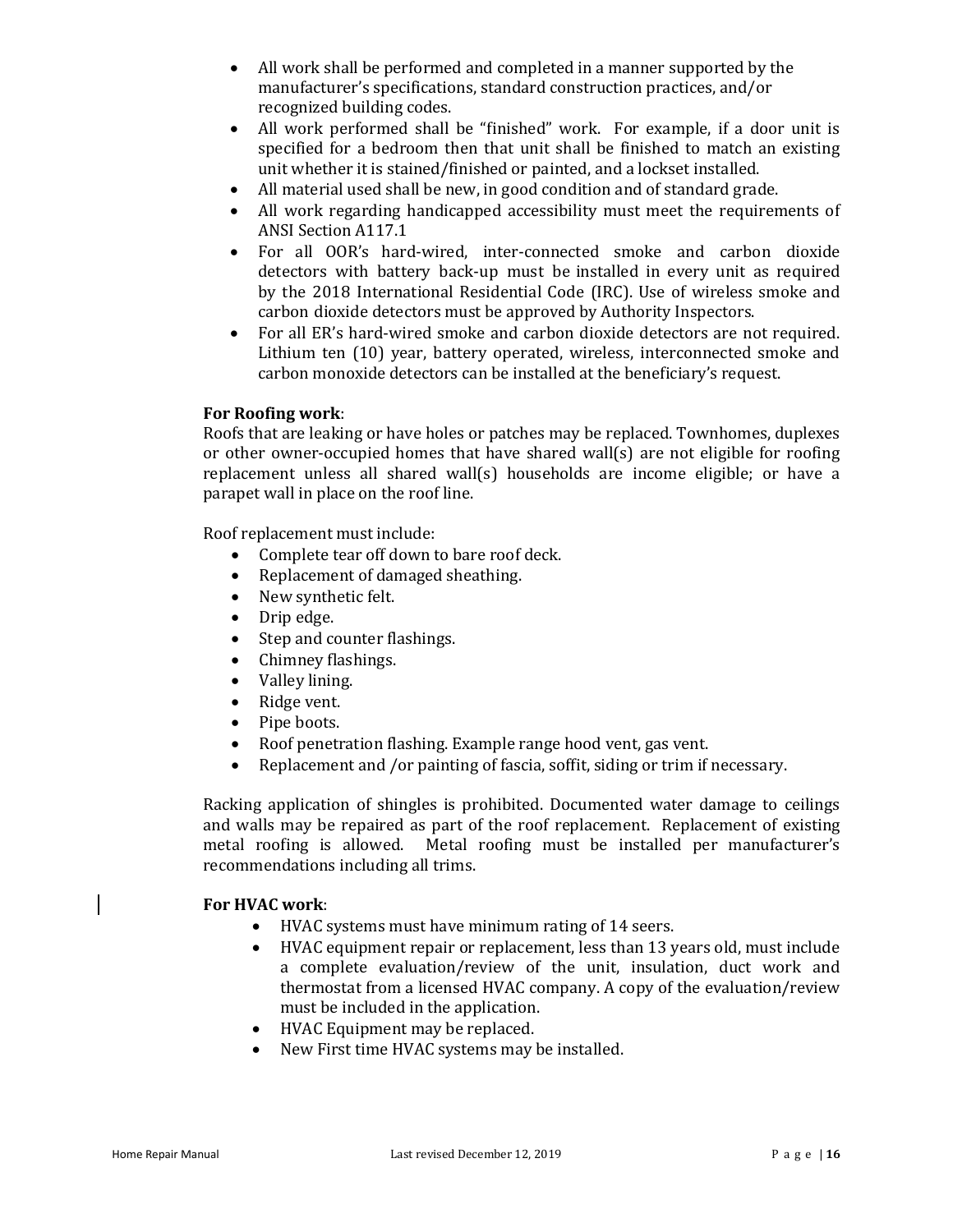- All work shall be performed and completed in a manner supported by the manufacturer's specifications, standard construction practices, and/or recognized building codes.
- All work performed shall be "finished" work. For example, if a door unit is specified for a bedroom then that unit shall be finished to match an existing unit whether it is stained/finished or painted, and a lockset installed.
- All material used shall be new, in good condition and of standard grade.
- All work regarding handicapped accessibility must meet the requirements of ANSI Section A117.1
- For all OOR's hard-wired, inter-connected smoke and carbon dioxide detectors with battery back-up must be installed in every unit as required by the 2018 International Residential Code (IRC). Use of wireless smoke and carbon dioxide detectors must be approved by Authority Inspectors.
- For all ER's hard-wired smoke and carbon dioxide detectors are not required. Lithium ten (10) year, battery operated, wireless, interconnected smoke and carbon monoxide detectors can be installed at the beneficiary's request.

**For Roofing work**:
Roofs that are leaking or have holes or patches may be replaced. Townhomes, duplexes or other owner-occupied homes that have shared wall(s) are not eligible for roofing replacement unless all shared wall(s) households are income eligible; or have a parapet wall in place on the roof line.

Roof replacement must include:

- Complete tear off down to bare roof deck.
- Replacement of damaged sheathing.
- New synthetic felt.
- Drip edge.
- Step and counter flashings.
- Chimney flashings.
- Valley lining.
- Ridge vent.
- Pipe boots.
- Roof penetration flashing. Example range hood vent, gas vent.
- Replacement and /or painting of fascia, soffit, siding or trim if necessary.

Racking application of shingles is prohibited. Documented water damage to ceilings and walls may be repaired as part of the roof replacement. Replacement of existing metal roofing is allowed. Metal roofing must be installed per manufacturer's recommendations including all trims.

**For HVAC work**:

- HVAC systems must have minimum rating of 14 seers.
- HVAC equipment repair or replacement, less than 13 years old, must include a complete evaluation/review of the unit, insulation, duct work and thermostat from a licensed HVAC company. A copy of the evaluation/review must be included in the application.
- HVAC Equipment may be replaced.
- New First time HVAC systems may be installed.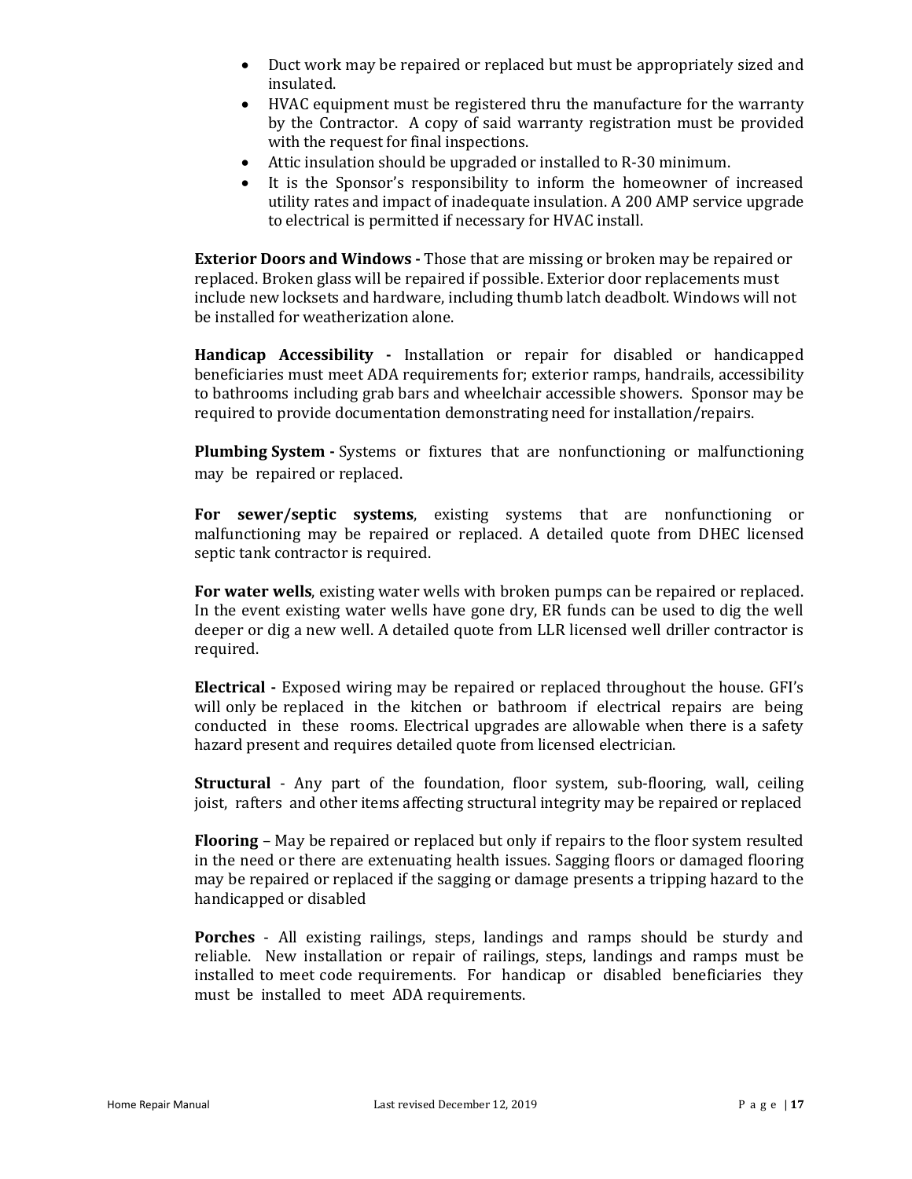- Duct work may be repaired or replaced but must be appropriately sized and insulated.
- HVAC equipment must be registered thru the manufacture for the warranty by the Contractor. A copy of said warranty registration must be provided with the request for final inspections.
- Attic insulation should be upgraded or installed to R-30 minimum.
- It is the Sponsor's responsibility to inform the homeowner of increased utility rates and impact of inadequate insulation. A 200 AMP service upgrade to electrical is permitted if necessary for HVAC install.

**Exterior Doors and Windows -** Those that are missing or broken may be repaired or replaced. Broken glass will be repaired if possible. Exterior door replacements must include new locksets and hardware, including thumb latch deadbolt. Windows will not be installed for weatherization alone.

**Handicap Accessibility -** Installation or repair for disabled or handicapped beneficiaries must meet ADA requirements for; exterior ramps, handrails, accessibility to bathrooms including grab bars and wheelchair accessible showers. Sponsor may be required to provide documentation demonstrating need for installation/repairs.

**Plumbing System -** Systems or fixtures that are nonfunctioning or malfunctioning may be repaired or replaced.

**For sewer/septic systems**, existing systems that are nonfunctioning or malfunctioning may be repaired or replaced. A detailed quote from DHEC licensed septic tank contractor is required.

**For water wells**, existing water wells with broken pumps can be repaired or replaced. In the event existing water wells have gone dry, ER funds can be used to dig the well deeper or dig a new well. A detailed quote from LLR licensed well driller contractor is required.

**Electrical -** Exposed wiring may be repaired or replaced throughout the house. GFI's will only be replaced in the kitchen or bathroom if electrical repairs are being conducted in these rooms. Electrical upgrades are allowable when there is a safety hazard present and requires detailed quote from licensed electrician.

**Structural** - Any part of the foundation, floor system, sub-flooring, wall, ceiling joist, rafters and other items affecting structural integrity may be repaired or replaced

**Flooring** – May be repaired or replaced but only if repairs to the floor system resulted in the need or there are extenuating health issues. Sagging floors or damaged flooring may be repaired or replaced if the sagging or damage presents a tripping hazard to the handicapped or disabled

**Porches** - All existing railings, steps, landings and ramps should be sturdy and reliable. New installation or repair of railings, steps, landings and ramps must be installed to meet code requirements. For handicap or disabled beneficiaries they must be installed to meet ADA requirements.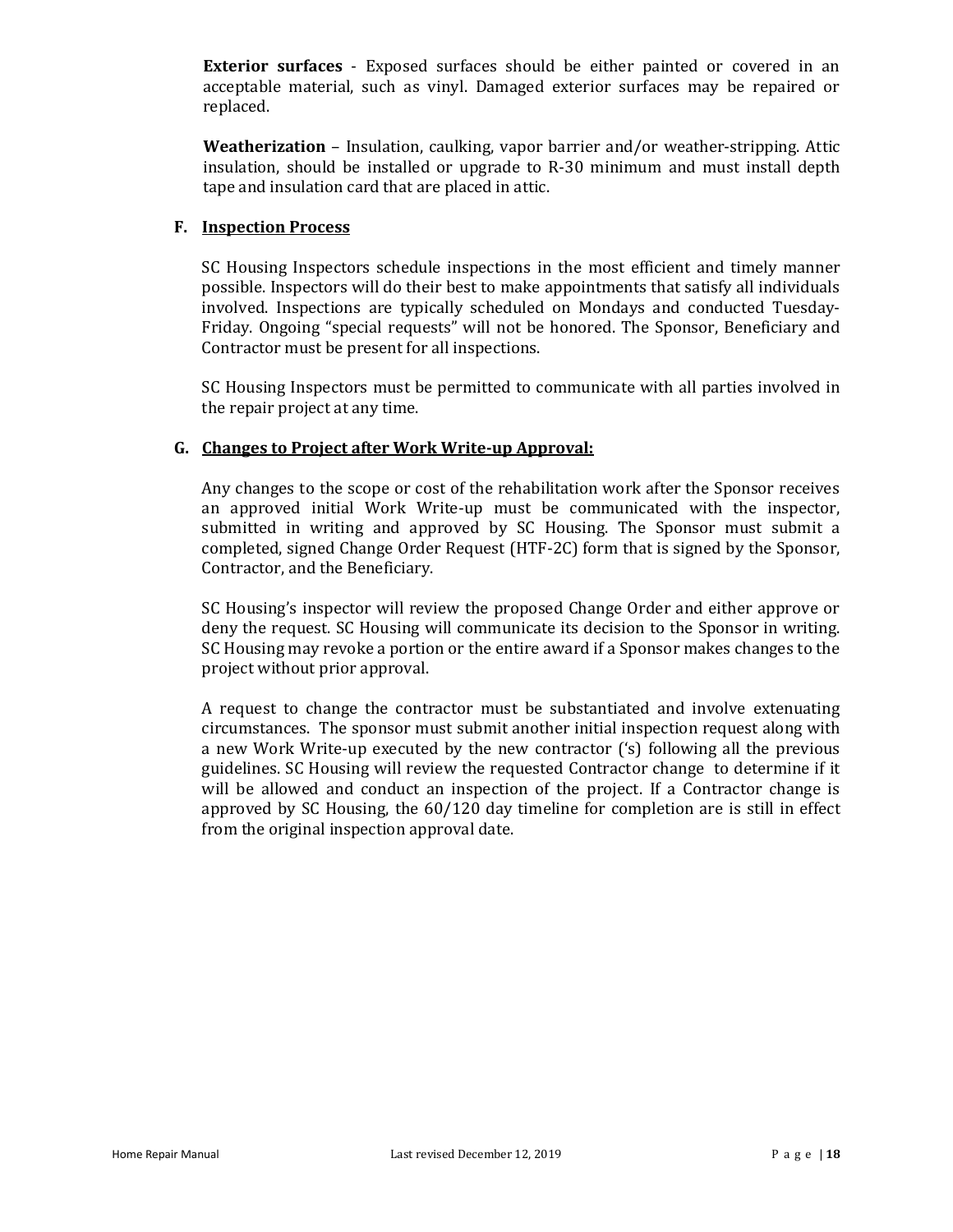**Exterior surfaces** - Exposed surfaces should be either painted or covered in an acceptable material, such as vinyl. Damaged exterior surfaces may be repaired or replaced.

**Weatherization** – Insulation, caulking, vapor barrier and/or weather-stripping. Attic insulation, should be installed or upgrade to R-30 minimum and must install depth tape and insulation card that are placed in attic.

### F. Inspection Process

SC Housing Inspectors schedule inspections in the most efficient and timely manner possible. Inspectors will do their best to make appointments that satisfy all individuals involved. Inspections are typically scheduled on Mondays and conducted Tuesday-Friday. Ongoing "special requests" will not be honored. The Sponsor, Beneficiary and Contractor must be present for all inspections.

SC Housing Inspectors must be permitted to communicate with all parties involved in the repair project at any time.

### G. Changes to Project after Work Write-up Approval:

Any changes to the scope or cost of the rehabilitation work after the Sponsor receives an approved initial Work Write-up must be communicated with the inspector, submitted in writing and approved by SC Housing. The Sponsor must submit a completed, signed Change Order Request (HTF-2C) form that is signed by the Sponsor, Contractor, and the Beneficiary.

SC Housing's inspector will review the proposed Change Order and either approve or deny the request. SC Housing will communicate its decision to the Sponsor in writing. SC Housing may revoke a portion or the entire award if a Sponsor makes changes to the project without prior approval.

A request to change the contractor must be substantiated and involve extenuating circumstances. The sponsor must submit another initial inspection request along with a new Work Write-up executed by the new contractor ('s) following all the previous guidelines. SC Housing will review the requested Contractor change to determine if it will be allowed and conduct an inspection of the project. If a Contractor change is approved by SC Housing, the 60/120 day timeline for completion are is still in effect from the original inspection approval date.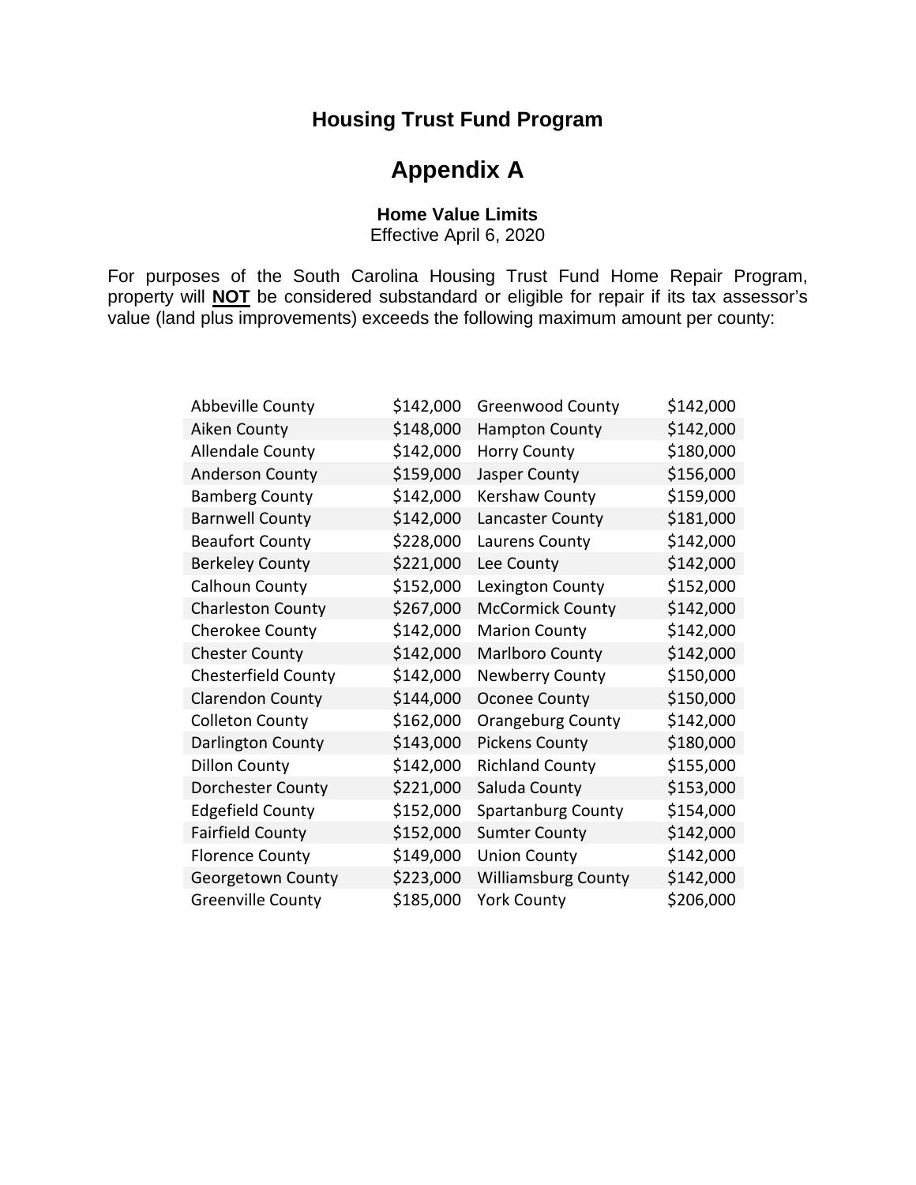## Housing Trust Fund Program

# Appendix A

### Home Value Limits

Effective April 6, 2020

For purposes of the South Carolina Housing Trust Fund Home Repair Program, property will **NOT** be considered substandard or eligible for repair if its tax assessor's value (land plus improvements) exceeds the following maximum amount per county:

| | | | |
|---|---|---|---|
| Abbeville County | $142,000 | Greenwood County | $142,000 |
| Aiken County | $148,000 | Hampton County | $142,000 |
| Allendale County | $142,000 | Horry County | $180,000 |
| Anderson County | $159,000 | Jasper County | $156,000 |
| Bamberg County | $142,000 | Kershaw County | $159,000 |
| Barnwell County | $142,000 | Lancaster County | $181,000 |
| Beaufort County | $228,000 | Laurens County | $142,000 |
| Berkeley County | $221,000 | Lee County | $142,000 |
| Calhoun County | $152,000 | Lexington County | $152,000 |
| Charleston County | $267,000 | McCormick County | $142,000 |
| Cherokee County | $142,000 | Marion County | $142,000 |
| Chester County | $142,000 | Marlboro County | $142,000 |
| Chesterfield County | $142,000 | Newberry County | $150,000 |
| Clarendon County | $144,000 | Oconee County | $150,000 |
| Colleton County | $162,000 | Orangeburg County | $142,000 |
| Darlington County | $143,000 | Pickens County | $180,000 |
| Dillon County | $142,000 | Richland County | $155,000 |
| Dorchester County | $221,000 | Saluda County | $153,000 |
| Edgefield County | $152,000 | Spartanburg County | $154,000 |
| Fairfield County | $152,000 | Sumter County | $142,000 |
| Florence County | $149,000 | Union County | $142,000 |
| Georgetown County | $223,000 | Williamsburg County | $142,000 |
| Greenville County | $185,000 | York County | $206,000 |